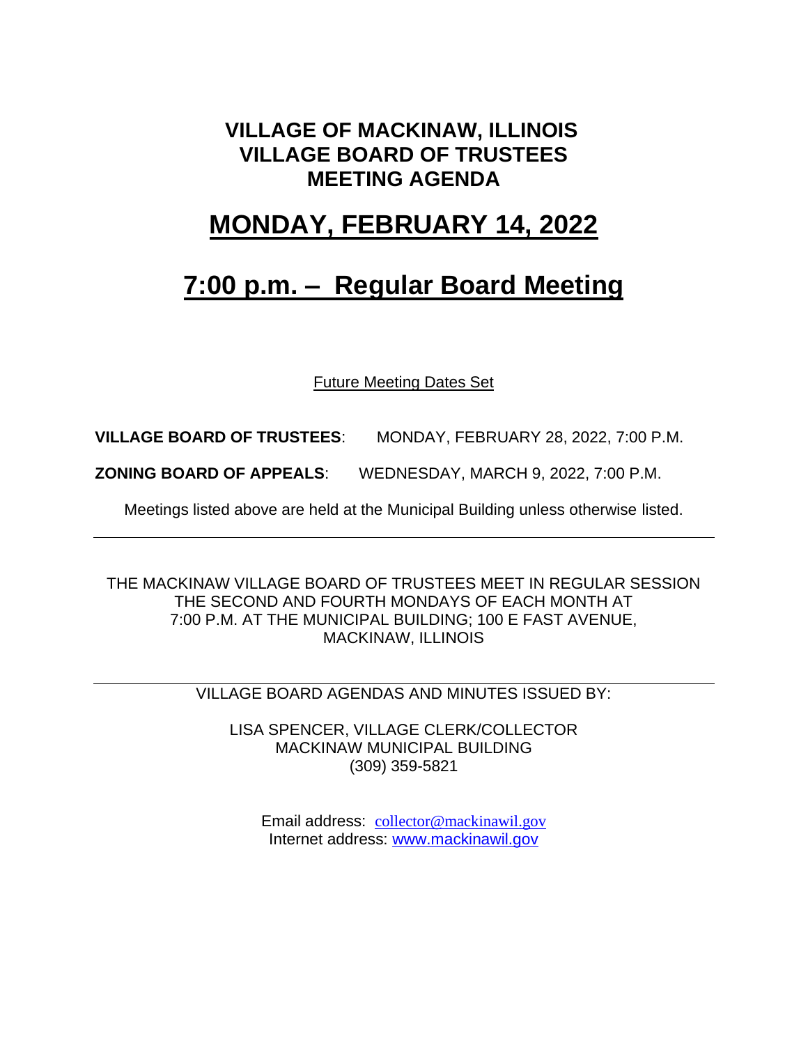# VILLAGE OF MACKINAW, ILLINOIS
# VILLAGE BOARD OF TRUSTEES
# MEETING AGENDA

# MONDAY, FEBRUARY 14, 2022

# 7:00 p.m. – Regular Board Meeting

Future Meeting Dates Set

**VILLAGE BOARD OF TRUSTEES**: MONDAY, FEBRUARY 28, 2022, 7:00 P.M.

**ZONING BOARD OF APPEALS**: WEDNESDAY, MARCH 9, 2022, 7:00 P.M.

Meetings listed above are held at the Municipal Building unless otherwise listed.

---

THE MACKINAW VILLAGE BOARD OF TRUSTEES MEET IN REGULAR SESSION THE SECOND AND FOURTH MONDAYS OF EACH MONTH AT 7:00 P.M. AT THE MUNICIPAL BUILDING; 100 E FAST AVENUE, MACKINAW, ILLINOIS

---

VILLAGE BOARD AGENDAS AND MINUTES ISSUED BY:

LISA SPENCER, VILLAGE CLERK/COLLECTOR
MACKINAW MUNICIPAL BUILDING
(309) 359-5821

Email address: collector@mackinawil.gov
Internet address: www.mackinawil.gov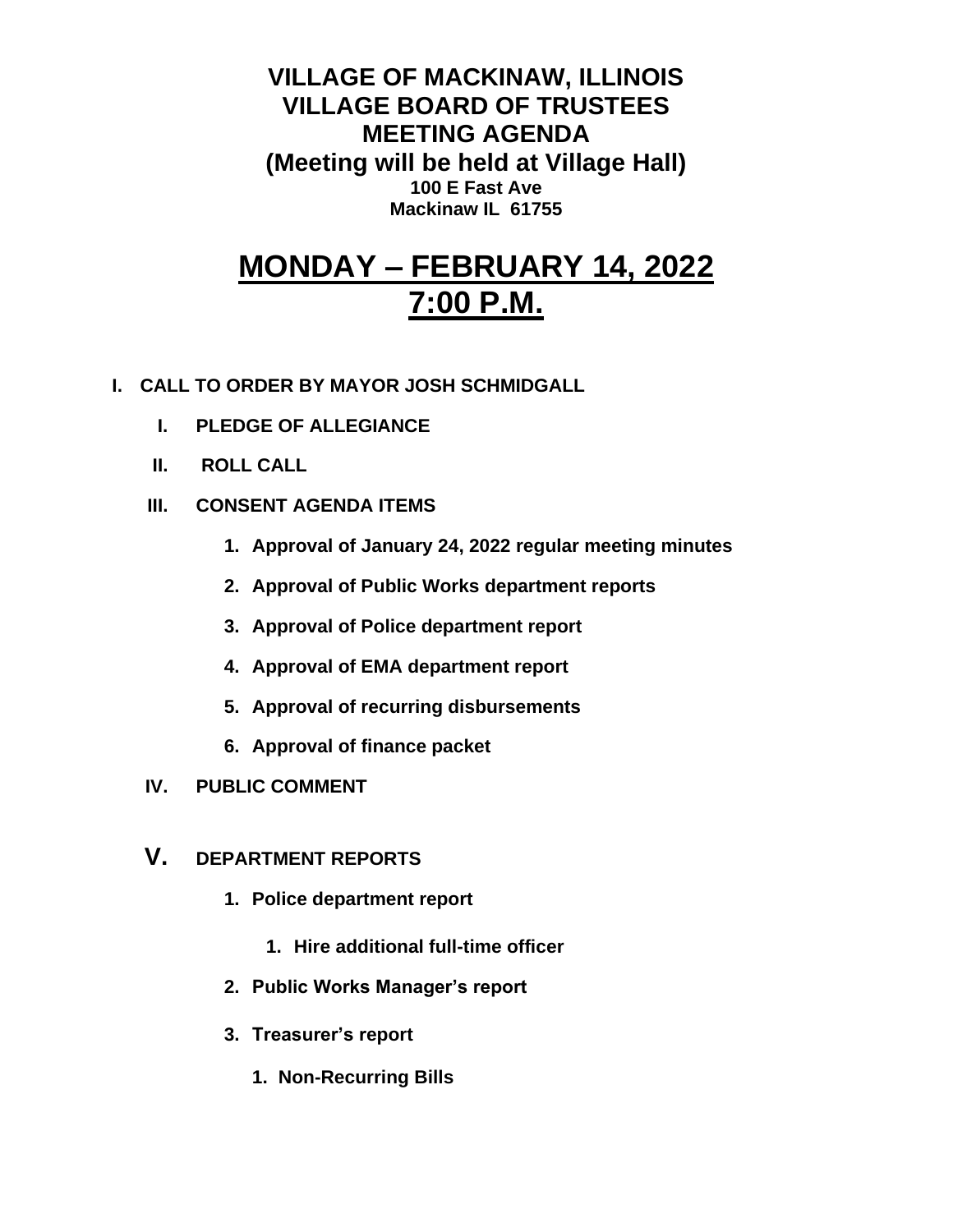# VILLAGE OF MACKINAW, ILLINOIS
# VILLAGE BOARD OF TRUSTEES
# MEETING AGENDA
## (Meeting will be held at Village Hall)
**100 E Fast Ave**
**Mackinaw IL 61755**

# MONDAY – FEBRUARY 14, 2022
# 7:00 P.M.

**I. CALL TO ORDER BY MAYOR JOSH SCHMIDGALL**

- **I. PLEDGE OF ALLEGIANCE**
- **II. ROLL CALL**
- **III. CONSENT AGENDA ITEMS**
  1. **Approval of January 24, 2022 regular meeting minutes**
  2. **Approval of Public Works department reports**
  3. **Approval of Police department report**
  4. **Approval of EMA department report**
  5. **Approval of recurring disbursements**
  6. **Approval of finance packet**
- **IV. PUBLIC COMMENT**
- **V. DEPARTMENT REPORTS**
  1. **Police department report**
     1. **Hire additional full-time officer**
  2. **Public Works Manager's report**
  3. **Treasurer's report**
     1. **Non-Recurring Bills**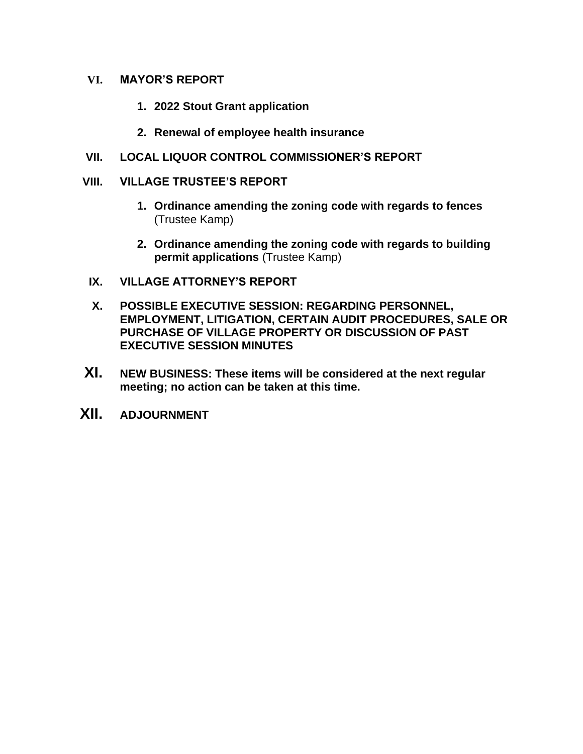**VI. MAYOR'S REPORT**

1. **2022 Stout Grant application**

2. **Renewal of employee health insurance**

**VII. LOCAL LIQUOR CONTROL COMMISSIONER'S REPORT**

**VIII. VILLAGE TRUSTEE'S REPORT**

1. **Ordinance amending the zoning code with regards to fences** (Trustee Kamp)

2. **Ordinance amending the zoning code with regards to building permit applications** (Trustee Kamp)

**IX. VILLAGE ATTORNEY'S REPORT**

**X. POSSIBLE EXECUTIVE SESSION: REGARDING PERSONNEL, EMPLOYMENT, LITIGATION, CERTAIN AUDIT PROCEDURES, SALE OR PURCHASE OF VILLAGE PROPERTY OR DISCUSSION OF PAST EXECUTIVE SESSION MINUTES**

**XI. NEW BUSINESS: These items will be considered at the next regular meeting; no action can be taken at this time.**

**XII. ADJOURNMENT**